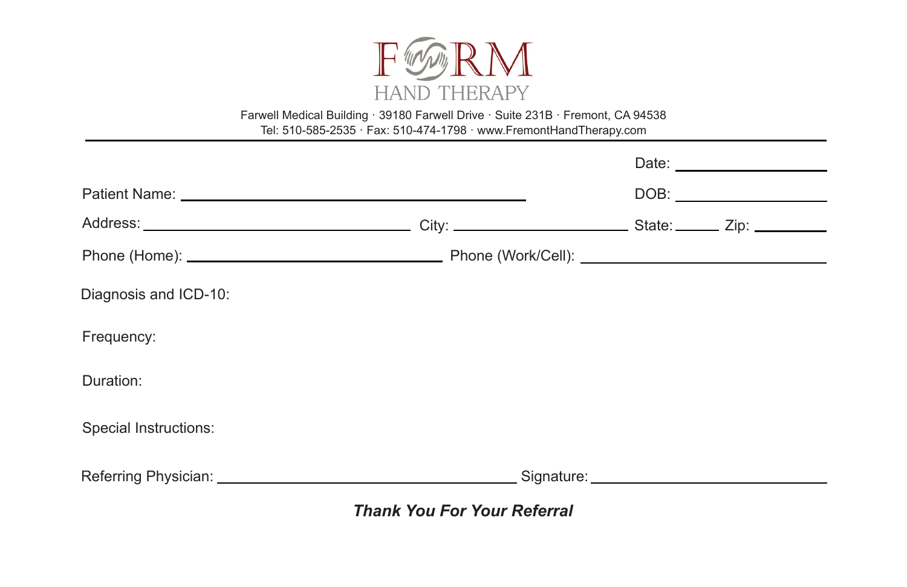# FORM HAND THERAPY

Farwell Medical Building · 39180 Farwell Drive · Suite 231B · Fremont, CA 94538
Tel: 510-585-2535 · Fax: 510-474-1798 · www.FremontHandTherapy.com

---

Date: ____________________

Patient Name: ____________________________________________ DOB: ____________________

Address: ________________________________ City: ______________________ State: ______ Zip: __________

Phone (Home): ______________________________ Phone (Work/Cell): ______________________________

Diagnosis and ICD-10:

Frequency:

Duration:

Special Instructions:

Referring Physician: ____________________________________ Signature: ______________________________

***Thank You For Your Referral***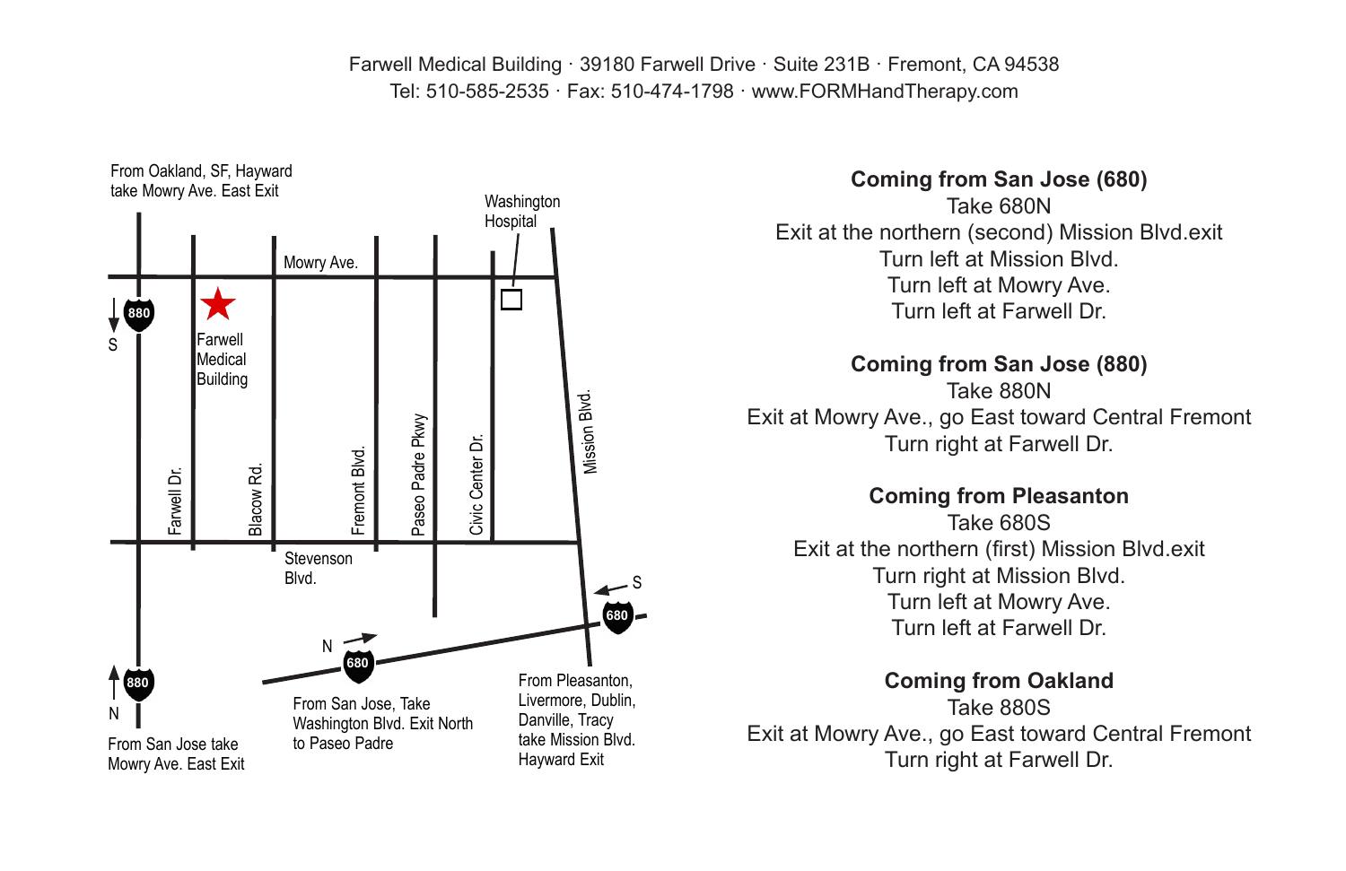Farwell Medical Building · 39180 Farwell Drive · Suite 231B · Fremont, CA 94538
Tel: 510-585-2535 · Fax: 510-474-1798 · www.FORMHandTherapy.com

From Oakland, SF, Hayward take Mowry Ave. East Exit

Washington Hospital

Mowry Ave.

880

S

Farwell Medical Building

Farwell Dr.

Blacow Rd.

Fremont Blvd.

Paseo Padre Pkwy

Civic Center Dr.

Mission Blvd.

Stevenson Blvd.

S

680

N

680

880

N

From San Jose take Mowry Ave. East Exit

From San Jose, Take Washington Blvd. Exit North to Paseo Padre

From Pleasanton, Livermore, Dublin, Danville, Tracy take Mission Blvd. Hayward Exit

**Coming from San Jose (680)**

Take 680N
Exit at the northern (second) Mission Blvd.exit
Turn left at Mission Blvd.
Turn left at Mowry Ave.
Turn left at Farwell Dr.

**Coming from San Jose (880)**

Take 880N
Exit at Mowry Ave., go East toward Central Fremont
Turn right at Farwell Dr.

**Coming from Pleasanton**

Take 680S
Exit at the northern (first) Mission Blvd.exit
Turn right at Mission Blvd.
Turn left at Mowry Ave.
Turn left at Farwell Dr.

**Coming from Oakland**

Take 880S
Exit at Mowry Ave., go East toward Central Fremont
Turn right at Farwell Dr.